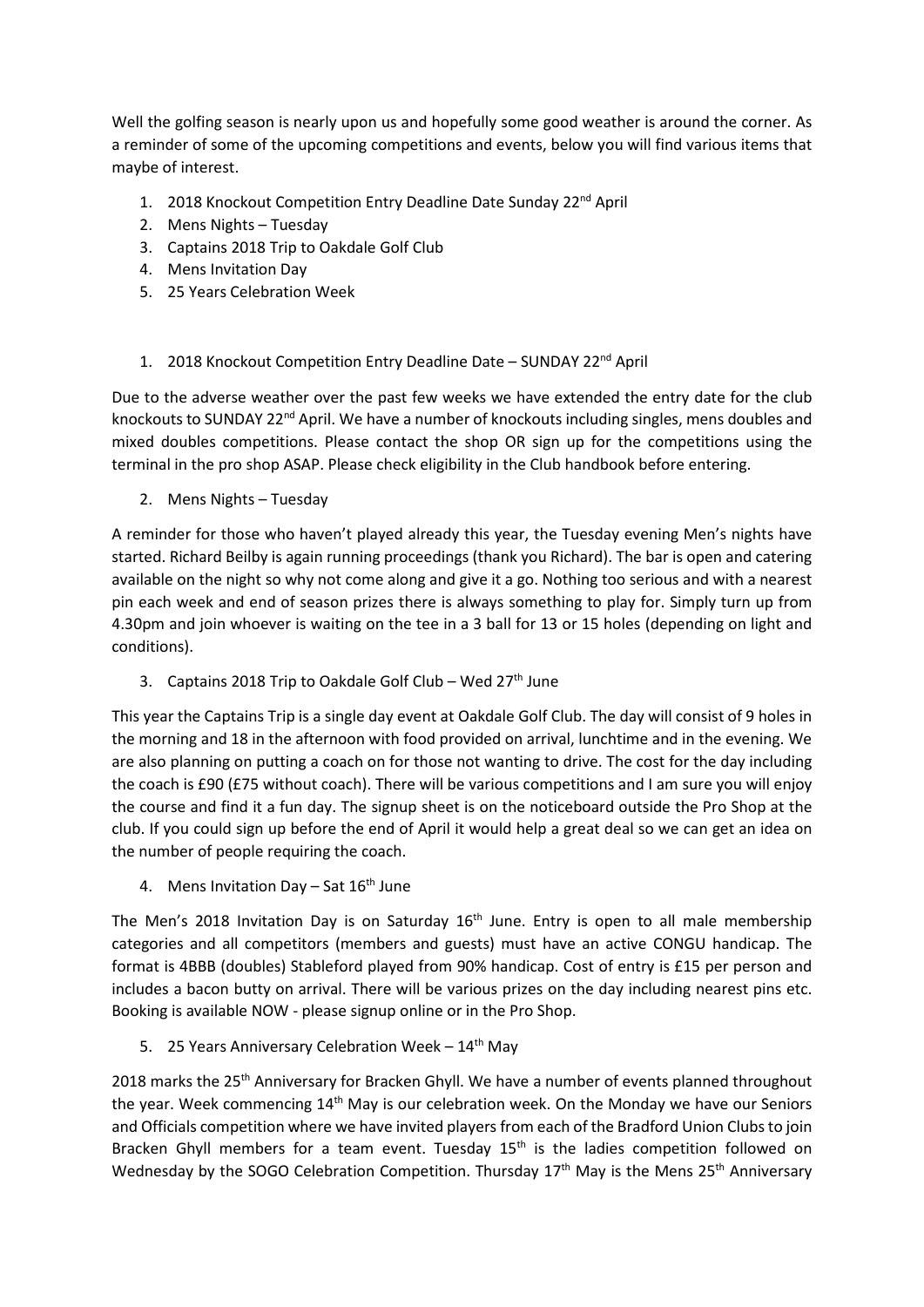Well the golfing season is nearly upon us and hopefully some good weather is around the corner. As a reminder of some of the upcoming competitions and events, below you will find various items that maybe of interest.

1. 2018 Knockout Competition Entry Deadline Date Sunday 22nd April
2. Mens Nights – Tuesday
3. Captains 2018 Trip to Oakdale Golf Club
4. Mens Invitation Day
5. 25 Years Celebration Week

1. 2018 Knockout Competition Entry Deadline Date – SUNDAY 22nd April

Due to the adverse weather over the past few weeks we have extended the entry date for the club knockouts to SUNDAY 22nd April. We have a number of knockouts including singles, mens doubles and mixed doubles competitions. Please contact the shop OR sign up for the competitions using the terminal in the pro shop ASAP. Please check eligibility in the Club handbook before entering.

2. Mens Nights – Tuesday

A reminder for those who haven't played already this year, the Tuesday evening Men's nights have started. Richard Beilby is again running proceedings (thank you Richard). The bar is open and catering available on the night so why not come along and give it a go. Nothing too serious and with a nearest pin each week and end of season prizes there is always something to play for. Simply turn up from 4.30pm and join whoever is waiting on the tee in a 3 ball for 13 or 15 holes (depending on light and conditions).

3. Captains 2018 Trip to Oakdale Golf Club – Wed 27th June

This year the Captains Trip is a single day event at Oakdale Golf Club. The day will consist of 9 holes in the morning and 18 in the afternoon with food provided on arrival, lunchtime and in the evening. We are also planning on putting a coach on for those not wanting to drive. The cost for the day including the coach is £90 (£75 without coach). There will be various competitions and I am sure you will enjoy the course and find it a fun day. The signup sheet is on the noticeboard outside the Pro Shop at the club. If you could sign up before the end of April it would help a great deal so we can get an idea on the number of people requiring the coach.

4. Mens Invitation Day – Sat 16th June

The Men's 2018 Invitation Day is on Saturday 16th June. Entry is open to all male membership categories and all competitors (members and guests) must have an active CONGU handicap. The format is 4BBB (doubles) Stableford played from 90% handicap. Cost of entry is £15 per person and includes a bacon butty on arrival. There will be various prizes on the day including nearest pins etc. Booking is available NOW - please signup online or in the Pro Shop.

5. 25 Years Anniversary Celebration Week – 14th May

2018 marks the 25th Anniversary for Bracken Ghyll. We have a number of events planned throughout the year. Week commencing 14th May is our celebration week. On the Monday we have our Seniors and Officials competition where we have invited players from each of the Bradford Union Clubs to join Bracken Ghyll members for a team event. Tuesday 15th is the ladies competition followed on Wednesday by the SOGO Celebration Competition. Thursday 17th May is the Mens 25th Anniversary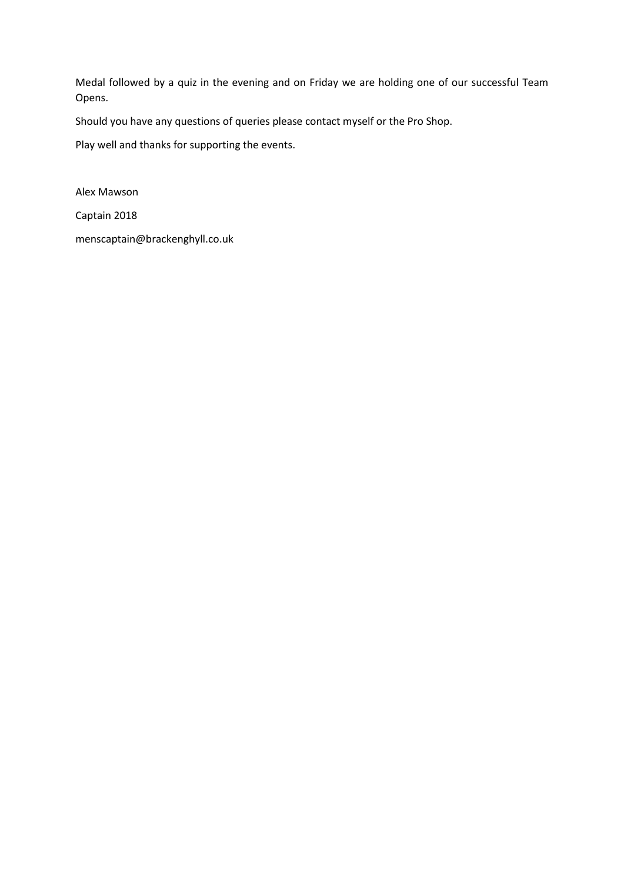Medal followed by a quiz in the evening and on Friday we are holding one of our successful Team Opens.

Should you have any questions of queries please contact myself or the Pro Shop.

Play well and thanks for supporting the events.

Alex Mawson

Captain 2018

menscaptain@brackenghyll.co.uk